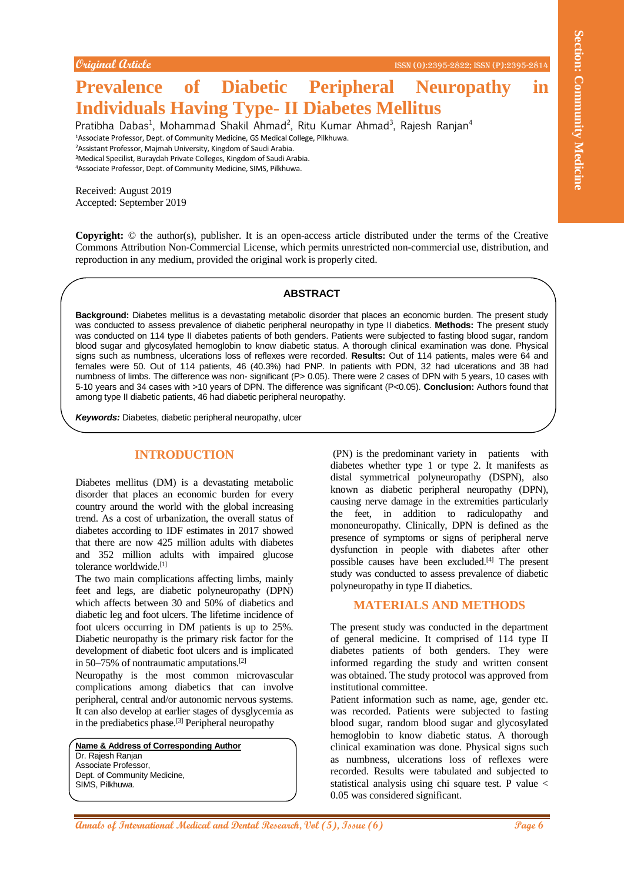Original Article

ISSN (O):2395-2822; ISSN (P):2395-2814

# Prevalence of Diabetic Peripheral Neuropathy in Individuals Having Type- II Diabetes Mellitus

Pratibha Dabas[1], Mohammad Shakil Ahmad[2], Ritu Kumar Ahmad[3], Rajesh Ranjan[4]

[1]Associate Professor, Dept. of Community Medicine, GS Medical College, Pilkhuwa.
[2]Assistant Professor, Majmah University, Kingdom of Saudi Arabia.
[3]Medical Specilist, Buraydah Private Colleges, Kingdom of Saudi Arabia.
[4]Associate Professor, Dept. of Community Medicine, SIMS, Pilkhuwa.

Received: August 2019
Accepted: September 2019

**Copyright:** © the author(s), publisher. It is an open-access article distributed under the terms of the Creative Commons Attribution Non-Commercial License, which permits unrestricted non-commercial use, distribution, and reproduction in any medium, provided the original work is properly cited.

## ABSTRACT

**Background:** Diabetes mellitus is a devastating metabolic disorder that places an economic burden. The present study was conducted to assess prevalence of diabetic peripheral neuropathy in type II diabetics. **Methods:** The present study was conducted on 114 type II diabetes patients of both genders. Patients were subjected to fasting blood sugar, random blood sugar and glycosylated hemoglobin to know diabetic status. A thorough clinical examination was done. Physical signs such as numbness, ulcerations loss of reflexes were recorded. **Results:** Out of 114 patients, males were 64 and females were 50. Out of 114 patients, 46 (40.3%) had PNP. In patients with PDN, 32 had ulcerations and 38 had numbness of limbs. The difference was non- significant (P> 0.05). There were 2 cases of DPN with 5 years, 10 cases with 5-10 years and 34 cases with >10 years of DPN. The difference was significant (P<0.05). **Conclusion:** Authors found that among type II diabetic patients, 46 had diabetic peripheral ulcerations.

***Keywords:*** Diabetes, diabetic peripheral neuropathy, ulcer

## INTRODUCTION

Diabetes mellitus (DM) is a devastating metabolic disorder that places an economic burden for every country around the world with the global increasing trend. As a cost of urbanization, the overall status of diabetes according to IDF estimates in 2017 showed that there are now 425 million adults with diabetes and 352 million adults with impaired glucose tolerance worldwide.[1]

The two main complications affecting limbs, mainly feet and legs, are diabetic polyneuropathy (DPN) which affects between 30 and 50% of diabetics and diabetic leg and foot ulcers. The lifetime incidence of foot ulcers occurring in DM patients is up to 25%. Diabetic neuropathy is the primary risk factor for the development of diabetic foot ulcers and is implicated in 50–75% of nontraumatic amputations.[2]

Neuropathy is the most common microvascular complications among diabetics that can involve peripheral, central and/or autonomic nervous systems. It can also develop at earlier stages of dysglycemia as in the prediabetics phase.[3] Peripheral neuropathy (PN) is the predominant variety in patients with diabetes whether type 1 or type 2. It manifests as distal symmetrical polyneuropathy (DSPN), also known as diabetic peripheral neuropathy (DPN), causing nerve damage in the extremities particularly the feet, in addition to radiculopathy and mononeuropathy. Clinically, DPN is defined as the presence of symptoms or signs of peripheral nerve dysfunction in people with diabetes after other possible causes have been excluded.[4] The present study was conducted to assess prevalence of diabetic polyneuropathy in type II diabetics.

**Name & Address of Corresponding Author**
Dr. Rajesh Ranjan
Associate Professor,
Dept. of Community Medicine,
SIMS, Pilkhuwa.

## MATERIALS AND METHODS

The present study was conducted in the department of general medicine. It comprised of 114 type II diabetes patients of both genders. They were informed regarding the study and written consent was obtained. The study protocol was approved from institutional committee.

Patient information such as name, age, gender etc. was recorded. Patients were subjected to fasting blood sugar, random blood sugar and glycosylated hemoglobin to know diabetic status. A thorough clinical examination was done. Physical signs such as numbness, ulcerations loss of reflexes were recorded. Results were tabulated and subjected to statistical analysis using chi square test. P value < 0.05 was considered significant.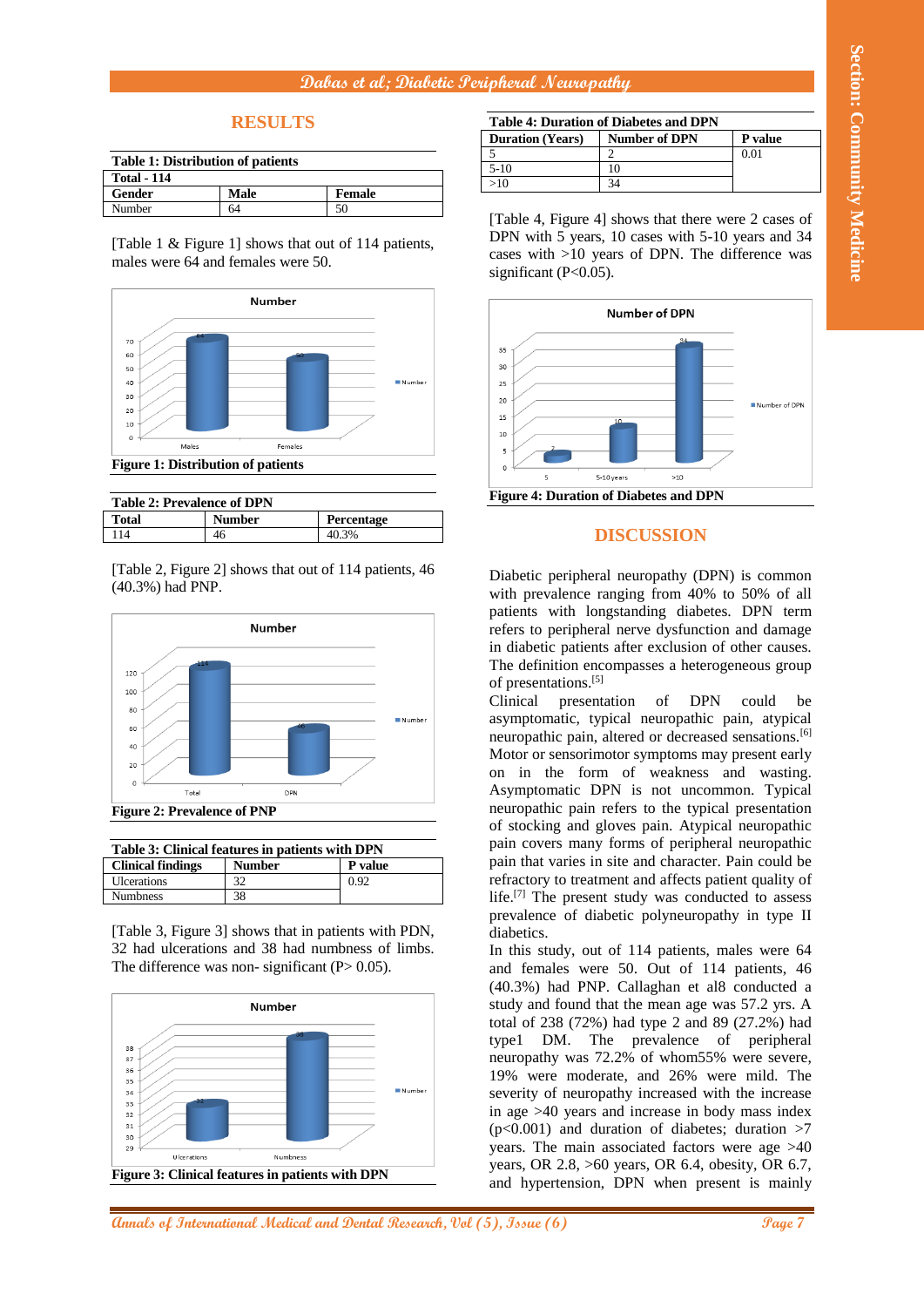## RESULTS

| Table 1: Distribution of patients | | |
|---|---|---|
| Total - 114 | | |
| Gender | Male | Female |
| Number | 64 | 50 |

[Table 1 & Figure 1] shows that out of 114 patients, males were 64 and females were 50.

Figure 1: Distribution of patients

Table 2: Prevalence of DPN

| Total | Number | Percentage |
|---|---|---|
| 114 | 46 | 40.3% |

[Table 2, Figure 2] shows that out of 114 patients, 46 (40.3%) had PNP.

Figure 2: Prevalence of PNP

Table 3: Clinical features in patients with DPN

| Clinical findings | Number | P value |
|---|---|---|
| Ulcerations | 32 | 0.92 |
| Numbness | 38 | |

[Table 3, Figure 3] shows that in patients with PDN, 32 had ulcerations and 38 had numbness of limbs. The difference was non- significant (P> 0.05).

Figure 3: Clinical features in patients with DPN

Table 4: Duration of Diabetes and DPN

| Duration (Years) | Number of DPN | P value |
|---|---|---|
| 5 | 2 | 0.01 |
| 5-10 | 10 | |
| >10 | 34 | |

[Table 4, Figure 4] shows that there were 2 cases of DPN with 5 years, 10 cases with 5-10 years and 34 cases with >10 years of DPN. The difference was significant (P<0.05).

Figure 4: Duration of Diabetes and DPN

## DISCUSSION

Diabetic peripheral neuropathy (DPN) is common with prevalence ranging from 40% to 50% of all patients with longstanding diabetes. DPN term refers to peripheral nerve dysfunction and damage in diabetic patients after exclusion of other causes. The definition encompasses a heterogeneous group of presentations.[5]

Clinical presentation of DPN could be asymptomatic, typical neuropathic pain, atypical neuropathic pain, altered or decreased sensations.[6] Motor or sensorimotor symptoms may present early on in the form of weakness and wasting. Asymptomatic DPN is not uncommon. Typical neuropathic pain refers to the typical presentation of stocking and gloves pain. Atypical neuropathic pain covers many forms of peripheral neuropathic pain that varies in site and character. Pain could be refractory to treatment and affects patient quality of life.[7] The present study was conducted to assess prevalence of diabetic polyneuropathy in type II diabetics.

In this study, out of 114 patients, males were 64 and females were 50. Out of 114 patients, 46 (40.3%) had PNP. Callaghan et al8 conducted a study and found that the mean age was 57.2 yrs. A total of 238 (72%) had type 2 and 89 (27.2%) had type1 DM. The prevalence of peripheral neuropathy was 72.2% of whom55% were severe, 19% were moderate, and 26% were mild. The severity of neuropathy increased with the increase in age >40 years and increase in body mass index (p<0.001) and duration of diabetes; duration >7 years. The main associated factors were age >40 years, OR 2.8, >60 years, OR 6.4, obesity, OR 6.7, and hypertension, DPN when present is mainly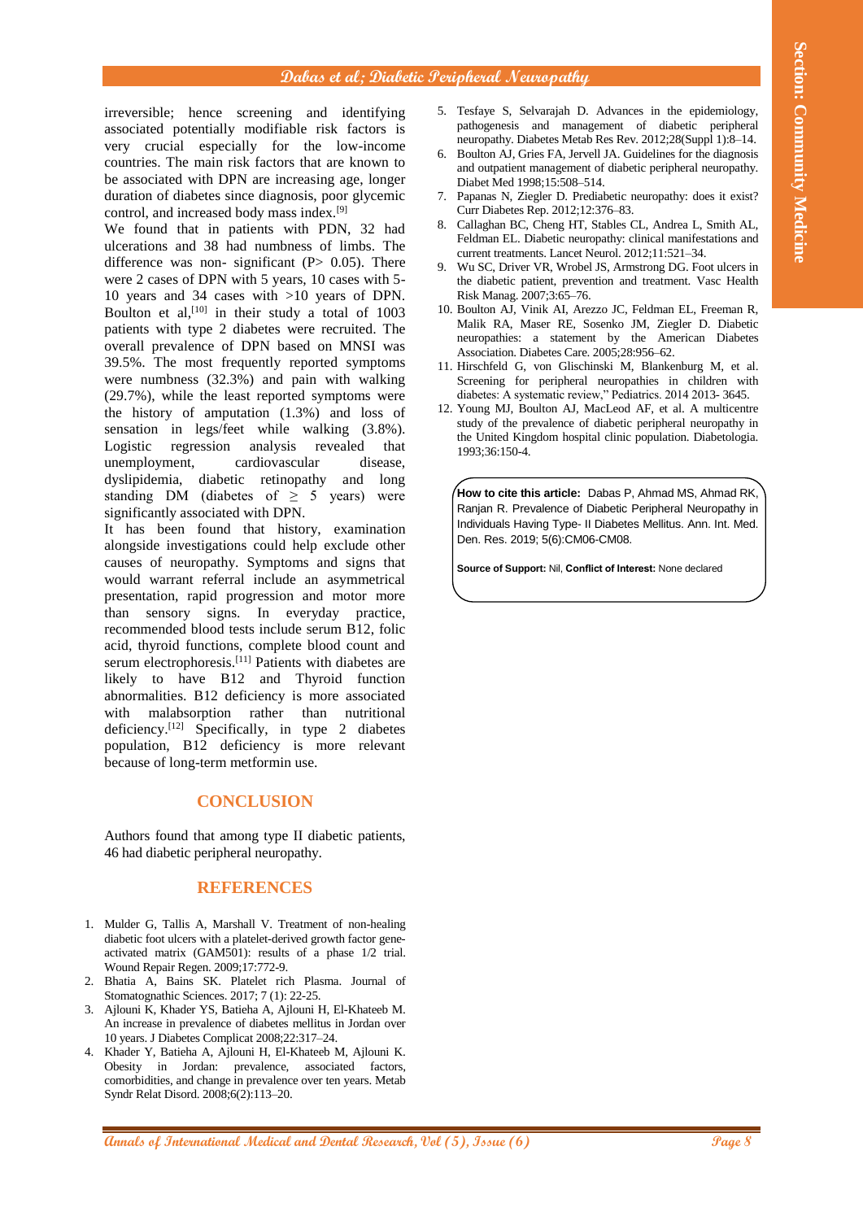irreversible; hence screening and identifying associated potentially modifiable risk factors is very crucial especially for the low-income countries. The main risk factors that are known to be associated with DPN are increasing age, longer duration of diabetes since diagnosis, poor glycemic control, and increased body mass index.[9]

We found that in patients with PDN, 32 had ulcerations and 38 had numbness of limbs. The difference was non- significant (P> 0.05). There were 2 cases of DPN with 5 years, 10 cases with 5-10 years and 34 cases with >10 years of DPN. Boulton et al,[10] in their study a total of 1003 patients with type 2 diabetes were recruited. The overall prevalence of DPN based on MNSI was 39.5%. The most frequently reported symptoms were numbness (32.3%) and pain with walking (29.7%), while the least reported symptoms were the history of amputation (1.3%) and loss of sensation in legs/feet while walking (3.8%). Logistic regression analysis revealed that unemployment, cardiovascular disease, dyslipidemia, diabetic retinopathy and long standing DM (diabetes of ≥ 5 years) were significantly associated with DPN.

It has been found that history, examination alongside investigations could help exclude other causes of neuropathy. Symptoms and signs that would warrant referral include an asymmetrical presentation, rapid progression and motor more than sensory signs. In everyday practice, recommended blood tests include serum B12, folic acid, thyroid functions, complete blood count and serum electrophoresis.[11] Patients with diabetes are likely to have B12 and Thyroid function abnormalities. B12 deficiency is more associated with malabsorption rather than nutritional deficiency.[12] Specifically, in type 2 diabetes population, B12 deficiency is more relevant because of long-term metformin use.

## CONCLUSION

Authors found that among type II diabetic patients, 46 had diabetic peripheral neuropathy.

## REFERENCES

1. Mulder G, Tallis A, Marshall V. Treatment of non-healing diabetic foot ulcers with a platelet-derived growth factor gene-activated matrix (GAM501): results of a phase 1/2 trial. Wound Repair Regen. 2009;17:772-9.
2. Bhatia A, Bains SK. Platelet rich Plasma. Journal of Stomatognathic Sciences. 2017; 7 (1): 22-25.
3. Ajlouni K, Khader YS, Batieha A, Ajlouni H, El-Khateeb M. An increase in prevalence of diabetes mellitus in Jordan over 10 years. J Diabetes Complicat 2008;22:317–24.
4. Khader Y, Batieha A, Ajlouni H, El-Khateeb M, Ajlouni K. Obesity in Jordan: prevalence, associated factors, comorbidities, and change in prevalence over ten years. Metab Syndr Relat Disord. 2008;6(2):113–20.
5. Tesfaye S, Selvarajah D. Advances in the epidemiology, pathogenesis and management of diabetic peripheral neuropathy. Diabetes Metab Res Rev. 2012;28(Suppl 1):8–14.
6. Boulton AJ, Gries FA, Jervell JA. Guidelines for the diagnosis and outpatient management of diabetic peripheral neuropathy. Diabet Med 1998;15:508–514.
7. Papanas N, Ziegler D. Prediabetic neuropathy: does it exist? Curr Diabetes Rep. 2012;12:376–83.
8. Callaghan BC, Cheng HT, Stables CL, Andrea L, Smith AL, Feldman EL. Diabetic neuropathy: clinical manifestations and current treatments. Lancet Neurol. 2012;11:521–34.
9. Wu SC, Driver VR, Wrobel JS, Armstrong DG. Foot ulcers in the diabetic patient, prevention and treatment. Vasc Health Risk Manag. 2007;3:65–76.
10. Boulton AJ, Vinik AI, Arezzo JC, Feldman EL, Freeman R, Malik RA, Maser RE, Sosenko JM, Ziegler D. Diabetic neuropathies: a statement by the American Diabetes Association. Diabetes Care. 2005;28:956–62.
11. Hirschfeld G, von Glischinski M, Blankenburg M, et al. Screening for peripheral neuropathies in children with diabetes: A systematic review," Pediatrics. 2014 2013- 3645.
12. Young MJ, Boulton AJ, MacLeod AF, et al. A multicentre study of the prevalence of diabetic peripheral neuropathy in the United Kingdom hospital clinic population. Diabetologia. 1993;36:150-4.

**How to cite this article:** Dabas P, Ahmad MS, Ahmad RK, Ranjan R. Prevalence of Diabetic Peripheral Neuropathy in Individuals Having Type- II Diabetes Mellitus. Ann. Int. Med. Den. Res. 2019; 5(6):CM06-CM08.

**Source of Support:** Nil, **Conflict of Interest:** None declared